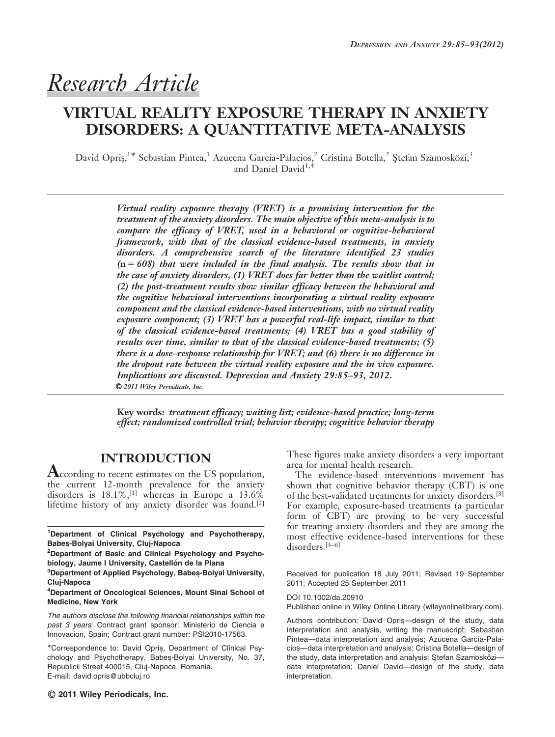*Research Article*

# VIRTUAL REALITY EXPOSURE THERAPY IN ANXIETY DISORDERS: A QUANTITATIVE META-ANALYSIS

David Opriş,[1*] Sebastian Pintea,[1] Azucena García-Palacios,[2] Cristina Botella,[2] Ştefan Szamosközi,[3] and Daniel David[1,4]

***Virtual reality exposure therapy (VRET) is a promising intervention for the treatment of the anxiety disorders. The main objective of this meta-analysis is to compare the efficacy of VRET, used in a behavioral or cognitive-behavioral framework, with that of the classical evidence-based treatments, in anxiety disorders. A comprehensive search of the literature identified 23 studies (n = 608) that were included in the final analysis. The results show that in the case of anxiety disorders, (1) VRET does far better than the waitlist control; (2) the post-treatment results show similar efficacy between the behavioral and the cognitive behavioral interventions incorporating a virtual reality exposure component and the classical evidence-based interventions, with no virtual reality exposure component; (3) VRET has a powerful real-life impact, similar to that of the classical evidence-based treatments; (4) VRET has a good stability of results over time, similar to that of the classical evidence-based treatments; (5) there is a dose–response relationship for VRET; and (6) there is no difference in the dropout rate between the virtual reality exposure and the in vivo exposure. Implications are discussed. Depression and Anxiety 29:85–93, 2012.***

*© 2011 Wiley Periodicals, Inc.*

**Key words:** ***treatment efficacy; waiting list; evidence-based practice; long-term effect; randomized controlled trial; behavior therapy; cognitive behavior therapy***

## INTRODUCTION

According to recent estimates on the US population, the current 12-month prevalence for the anxiety disorders is 18.1%,[1] whereas in Europe a 13.6% lifetime history of any anxiety disorder was found.[2] These figures make anxiety disorders a very important area for mental health research.

The evidence-based interventions movement has shown that cognitive behavior therapy (CBT) is one of the best-validated treatments for anxiety disorders.[3] For example, exposure-based treatments (a particular form of CBT) are proving to be very successful for treating anxiety disorders and they are among the most effective evidence-based interventions for these disorders.[4–6]

**[1]Department of Clinical Psychology and Psychotherapy, Babeş-Bolyai University, Cluj-Napoca**

**[2]Department of Basic and Clinical Psychology and Psychobiology, Jaume I University, Castellón de la Plana**

**[3]Department of Applied Psychology, Babeş-Bolyai University, Cluj-Napoca**

**[4]Department of Oncological Sciences, Mount Sinai School of Medicine, New York**

*The authors disclose the following financial relationships within the past 3 years*: Contract grant sponsor: Ministerio de Ciencia e Innovacion, Spain; Contract grant number: PSI2010-17563.

*Correspondence to: David Opriş, Department of Clinical Psychology and Psychotherapy, Babeş-Bolyai University, No. 37, Republicii Street 400015, Cluj-Napoca, Romania. E-mail: david.opris@ubbcluj.ro

Received for publication 18 July 2011; Revised 19 September 2011; Accepted 25 September 2011

DOI 10.1002/da.20910

Published online in Wiley Online Library (wileyonlinelibrary.com).

Authors contribution: David Opriş—design of the study, data interpretation and analysis, writing the manuscript; Sebastian Pintea—data interpretation and analysis; Azucena García-Palacios—data interpretation and analysis; Cristina Botella—design of the study, data interpretation and analysis; Ştefan Szamosközi—data interpretation; Daniel David—design of the study, data interpretation.

© 2011 Wiley Periodicals, Inc.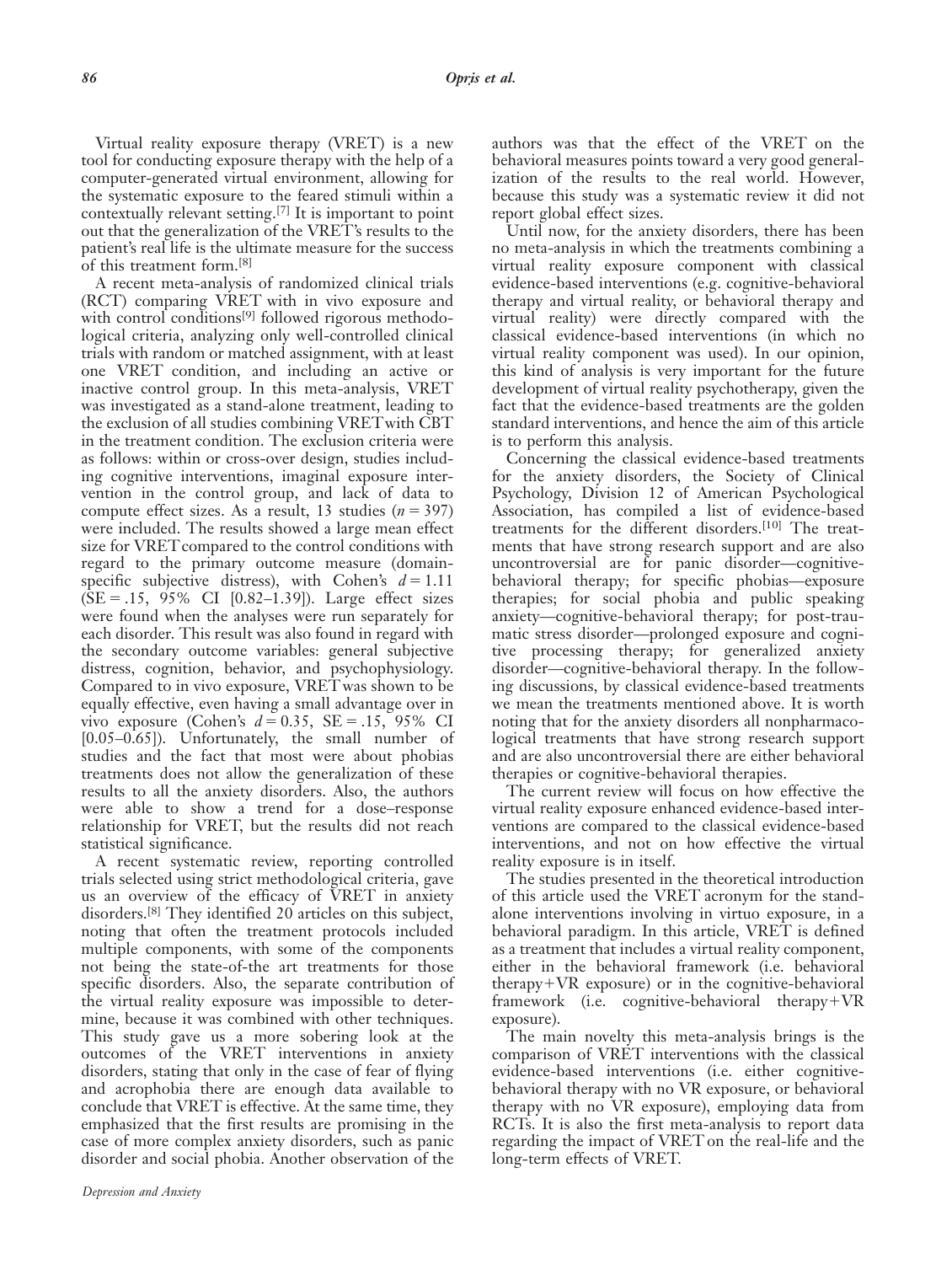Virtual reality exposure therapy (VRET) is a new tool for conducting exposure therapy with the help of a computer-generated virtual environment, allowing for the systematic exposure to the feared stimuli within a contextually relevant setting.[7] It is important to point out that the generalization of the VRET's results to the patient's real life is the ultimate measure for the success of this treatment form.[8]

A recent meta-analysis of randomized clinical trials (RCT) comparing VRET with in vivo exposure and with control conditions[9] followed rigorous methodological criteria, analyzing only well-controlled clinical trials with random or matched assignment, with at least one VRET condition, and including an active or inactive control group. In this meta-analysis, VRET was investigated as a stand-alone treatment, leading to the exclusion of all studies combining VRET with CBT in the treatment condition. The exclusion criteria were as follows: within or cross-over design, studies including cognitive interventions, imaginal exposure intervention in the control group, and lack of data to compute effect sizes. As a result, 13 studies ($n = 397$) were included. The results showed a large mean effect size for VRET compared to the control conditions with regard to the primary outcome measure (domain-specific subjective distress), with Cohen's $d = 1.11$ (SE = .15, 95% CI [0.82–1.39]). Large effect sizes were found when the analyses were run separately for each disorder. This result was also found in regard with the secondary outcome variables: general subjective distress, cognition, behavior, and psychophysiology. Compared to in vivo exposure, VRET was shown to be equally effective, even having a small advantage over in vivo exposure (Cohen's $d = 0.35$, SE = .15, 95% CI [0.05–0.65]). Unfortunately, the small number of studies and the fact that most were about phobias treatments does not allow the generalization of these results to all the anxiety disorders. Also, the authors were able to show a trend for a dose–response relationship for VRET, but the results did not reach statistical significance.

A recent systematic review, reporting controlled trials selected using strict methodological criteria, gave us an overview of the efficacy of VRET in anxiety disorders.[8] They identified 20 articles on this subject, noting that often the treatment protocols included multiple components, with some of the components not being the state-of-the art treatments for those specific disorders. Also, the separate contribution of the virtual reality exposure was impossible to determine, because it was combined with other techniques. This study gave us a more sobering look at the outcomes of the VRET interventions in anxiety disorders, stating that only in the case of fear of flying and acrophobia there are enough data available to conclude that VRET is effective. At the same time, they emphasized that the first results are promising in the case of more complex anxiety disorders, such as panic disorder and social phobia. Another observation of the authors was that the effect of the VRET on the behavioral measures points toward a very good generalization of the results to the real world. However, because this study was a systematic review it did not report global effect sizes.

Until now, for the anxiety disorders, there has been no meta-analysis in which the treatments combining a virtual reality exposure component with classical evidence-based interventions (e.g. cognitive-behavioral therapy and virtual reality, or behavioral therapy and virtual reality) were directly compared with the classical evidence-based interventions (in which no virtual reality component was used). In our opinion, this kind of analysis is very important for the future development of virtual reality psychotherapy, given the fact that the evidence-based treatments are the golden standard interventions, and hence the aim of this article is to perform this analysis.

Concerning the classical evidence-based treatments for the anxiety disorders, the Society of Clinical Psychology, Division 12 of American Psychological Association, has compiled a list of evidence-based treatments for the different disorders.[10] The treatments that have strong research support and are also uncontroversial are for panic disorder—cognitive-behavioral therapy; for specific phobias—exposure therapies; for social phobia and public speaking anxiety—cognitive-behavioral therapy; for post-traumatic stress disorder—prolonged exposure and cognitive processing therapy; for generalized anxiety disorder—cognitive-behavioral therapy. In the following discussions, by classical evidence-based treatments we mean the treatments mentioned above. It is worth noting that for the anxiety disorders all nonpharmacological treatments that have strong research support and are also uncontroversial are either behavioral therapies or cognitive-behavioral therapies.

The current review will focus on how effective the virtual reality exposure enhanced evidence-based interventions are compared to the classical evidence-based interventions, and not on how effective the virtual reality exposure is in itself.

The studies presented in the theoretical introduction of this article used the VRET acronym for the stand-alone interventions involving in virtuo exposure, in a behavioral paradigm. In this article, VRET is defined as a treatment that includes a virtual reality component, either in the behavioral framework (i.e. behavioral therapy+VR exposure) or in the cognitive-behavioral framework (i.e. cognitive-behavioral therapy+VR exposure).

The main novelty this meta-analysis brings is the comparison of VRET interventions with the classical evidence-based interventions (i.e. either cognitive-behavioral therapy with no VR exposure, or behavioral therapy with no VR exposure), employing data from RCTs. It is also the first meta-analysis to report data regarding the impact of VRET on the real-life and the long-term effects of VRET.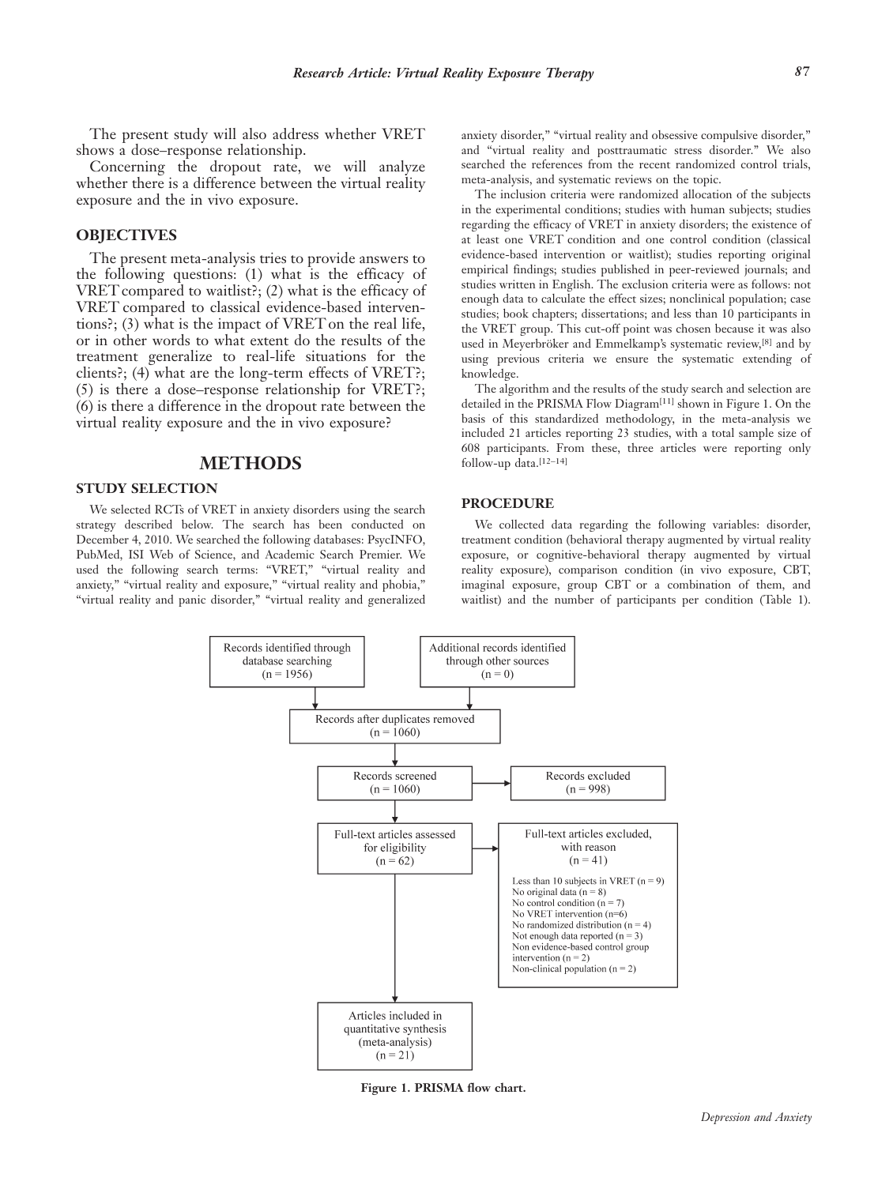The present study will also address whether VRET shows a dose–response relationship.

Concerning the dropout rate, we will analyze whether there is a difference between the virtual reality exposure and the in vivo exposure.

## OBJECTIVES

The present meta-analysis tries to provide answers to the following questions: (1) what is the efficacy of VRET compared to waitlist?; (2) what is the efficacy of VRET compared to classical evidence-based interventions?; (3) what is the impact of VRET on the real life, or in other words to what extent do the results of the treatment generalize to real-life situations for the clients?; (4) what are the long-term effects of VRET?; (5) is there a dose–response relationship for VRET?; (6) is there a difference in the dropout rate between the virtual reality exposure and the in vivo exposure?

# METHODS

## STUDY SELECTION

We selected RCTs of VRET in anxiety disorders using the search strategy described below. The search has been conducted on December 4, 2010. We searched the following databases: PsycINFO, PubMed, ISI Web of Science, and Academic Search Premier. We used the following search terms: "VRET," "virtual reality and anxiety," "virtual reality and exposure," "virtual reality and phobia," "virtual reality and panic disorder," "virtual reality and generalized anxiety disorder," "virtual reality and obsessive compulsive disorder," and "virtual reality and posttraumatic stress disorder." We also searched the references from the recent randomized control trials, meta-analysis, and systematic reviews on the topic.

The inclusion criteria were randomized allocation of the subjects in the experimental conditions; studies with human subjects; studies regarding the efficacy of VRET in anxiety disorders; the existence of at least one VRET condition and one control condition (classical evidence-based intervention or waitlist); studies reporting original empirical findings; studies published in peer-reviewed journals; and studies written in English. The exclusion criteria were as follows: not enough data to calculate the effect sizes; nonclinical population; case studies; book chapters; dissertations; and less than 10 participants in the VRET group. This cut-off point was chosen because it was also used in Meyerbröker and Emmelkamp's systematic review,[8] and by using previous criteria we ensure the systematic extending of knowledge.

The algorithm and the results of the study search and selection are detailed in the PRISMA Flow Diagram[11] shown in Figure 1. On the basis of this standardized methodology, in the meta-analysis we included 21 articles reporting 23 studies, with a total sample size of 608 participants. From these, three articles were reporting only follow-up data.[12–14]

## PROCEDURE

We collected data regarding the following variables: disorder, treatment condition (behavioral therapy augmented by virtual reality exposure, or cognitive-behavioral therapy augmented by virtual reality exposure), comparison condition (in vivo exposure, CBT, imaginal exposure, group CBT or a combination of them, and waitlist) and the number of participants per condition (Table 1).

Records identified through database searching (n = 1956)

Additional records identified through other sources (n = 0)

Records after duplicates removed (n = 1060)

Records screened (n = 1060)

Records excluded (n = 998)

Full-text articles assessed for eligibility (n = 62)

Full-text articles excluded, with reason (n = 41)

- Less than 10 subjects in VRET (n = 9)
- No original data (n = 8)
- No control condition (n = 7)
- No VRET intervention (n=6)
- No randomized distribution (n = 4)
- Not enough data reported (n = 3)
- Non evidence-based control group intervention (n = 2)
- Non-clinical population (n = 2)

Articles included in quantitative synthesis (meta-analysis) (n = 21)

**Figure 1. PRISMA flow chart.**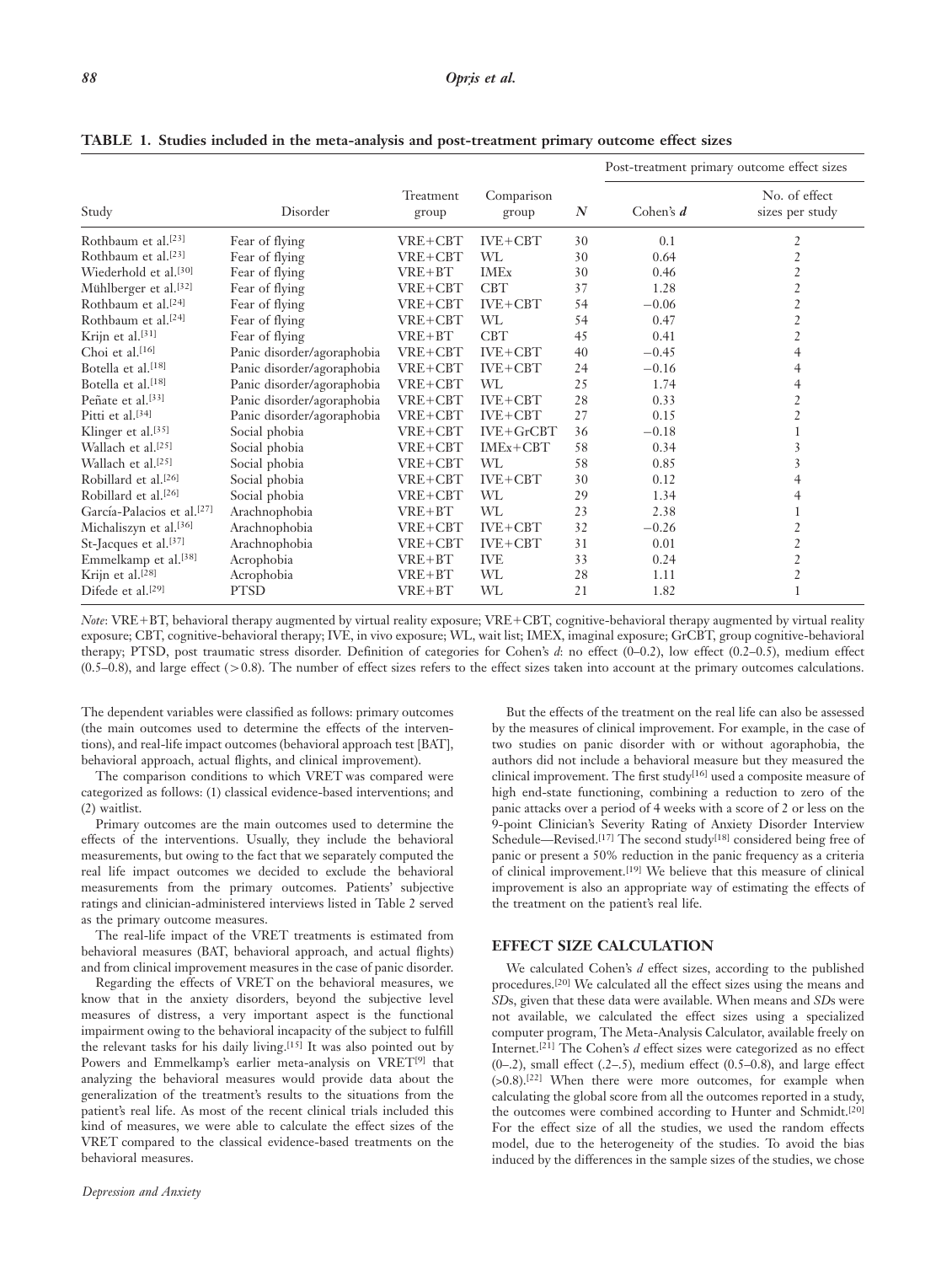**TABLE 1. Studies included in the meta-analysis and post-treatment primary outcome effect sizes**

| Study | Disorder | Treatment group | Comparison group | *N* | Post-treatment primary outcome effect sizes | |
|---|---|---|---|---|---|---|
| | | | | | Cohen's ***d*** | No. of effect sizes per study |
| Rothbaum et al.[23] | Fear of flying | VRE+CBT | IVE+CBT | 30 | 0.1 | 2 |
| Rothbaum et al.[23] | Fear of flying | VRE+CBT | WL | 30 | 0.64 | 2 |
| Wiederhold et al.[30] | Fear of flying | VRE+BT | IMEx | 30 | 0.46 | 2 |
| Mühlberger et al.[32] | Fear of flying | VRE+CBT | CBT | 37 | 1.28 | 2 |
| Rothbaum et al.[24] | Fear of flying | VRE+CBT | IVE+CBT | 54 | −0.06 | 2 |
| Rothbaum et al.[24] | Fear of flying | VRE+CBT | WL | 54 | 0.47 | 2 |
| Krijn et al.[31] | Fear of flying | VRE+BT | CBT | 45 | 0.41 | 2 |
| Choi et al.[16] | Panic disorder/agoraphobia | VRE+CBT | IVE+CBT | 40 | −0.45 | 4 |
| Botella et al.[18] | Panic disorder/agoraphobia | VRE+CBT | IVE+CBT | 24 | −0.16 | 4 |
| Botella et al.[18] | Panic disorder/agoraphobia | VRE+CBT | WL | 25 | 1.74 | 4 |
| Peñate et al.[33] | Panic disorder/agoraphobia | VRE+CBT | IVE+CBT | 28 | 0.33 | 2 |
| Pitti et al.[34] | Panic disorder/agoraphobia | VRE+CBT | IVE+CBT | 27 | 0.15 | 2 |
| Klinger et al.[35] | Social phobia | VRE+CBT | IVE+GrCBT | 36 | −0.18 | 1 |
| Wallach et al.[25] | Social phobia | VRE+CBT | IMEx+CBT | 58 | 0.34 | 3 |
| Wallach et al.[25] | Social phobia | VRE+CBT | WL | 58 | 0.85 | 3 |
| Robillard et al.[26] | Social phobia | VRE+CBT | IVE+CBT | 30 | 0.12 | 4 |
| Robillard et al.[26] | Social phobia | VRE+CBT | WL | 29 | 1.34 | 4 |
| García-Palacios et al.[27] | Arachnophobia | VRE+BT | WL | 23 | 2.38 | 1 |
| Michaliszyn et al.[36] | Arachnophobia | VRE+CBT | IVE+CBT | 32 | −0.26 | 2 |
| St-Jacques et al.[37] | Arachnophobia | VRE+CBT | IVE+CBT | 31 | 0.01 | 2 |
| Emmelkamp et al.[38] | Acrophobia | VRE+BT | IVE | 33 | 0.24 | 2 |
| Krijn et al.[28] | Acrophobia | VRE+BT | WL | 28 | 1.11 | 2 |
| Difede et al.[29] | PTSD | VRE+BT | WL | 21 | 1.82 | 1 |

*Note*: VRE+BT, behavioral therapy augmented by virtual reality exposure; VRE+CBT, cognitive-behavioral therapy augmented by virtual reality exposure; CBT, cognitive-behavioral therapy; IVE, in vivo exposure; WL, wait list; IMEX, imaginal exposure; GrCBT, group cognitive-behavioral therapy; PTSD, post traumatic stress disorder. Definition of categories for Cohen's *d*: no effect (0–0.2), low effect (0.2–0.5), medium effect (0.5–0.8), and large effect (>0.8). The number of effect sizes refers to the effect sizes taken into account at the primary outcomes calculations.

The dependent variables were classified as follows: primary outcomes (the main outcomes used to determine the effects of the interventions), and real-life impact outcomes (behavioral approach test [BAT], behavioral approach, actual flights, and clinical improvement).

The comparison conditions to which VRET was compared were categorized as follows: (1) classical evidence-based interventions; and (2) waitlist.

Primary outcomes are the main outcomes used to determine the effects of the interventions. Usually, they include the behavioral measurements, but owing to the fact that we separately computed the real life impact outcomes we decided to exclude the behavioral measurements from the primary outcomes. Patients' subjective ratings and clinician-administered interviews listed in Table 2 served as the primary outcome measures.

The real-life impact of the VRET treatments is estimated from behavioral measures (BAT, behavioral approach, and actual flights) and from clinical improvement measures in the case of panic disorder.

Regarding the effects of VRET on the behavioral measures, we know that in the anxiety disorders, beyond the subjective level measures of distress, a very important aspect is the functional impairment owing to the behavioral incapacity of the subject to fulfill the relevant tasks for his daily living.[15] It was also pointed out by Powers and Emmelkamp's earlier meta-analysis on VRET[9] that analyzing the behavioral measures would provide data about the generalization of the treatment's results to the situations from the patient's real life. As most of the recent clinical trials included this kind of measures, we were able to calculate the effect sizes of the VRET compared to the classical evidence-based treatments on the behavioral measures.

But the effects of the treatment on the real life can also be assessed by the measures of clinical improvement. For example, in the case of two studies on panic disorder with or without agoraphobia, the authors did not include a behavioral measure but they measured the clinical improvement. The first study[16] used a composite measure of high end-state functioning, combining a reduction to zero of the panic attacks over a period of 4 weeks with a score of 2 or less on the 9-point Clinician's Severity Rating of Anxiety Disorder Interview Schedule—Revised.[17] The second study[18] considered being free of panic or present a 50% reduction in the panic frequency as a criteria of clinical improvement.[19] We believe that this measure of clinical improvement is also an appropriate way of estimating the effects of the treatment on the patient's real life.

## EFFECT SIZE CALCULATION

We calculated Cohen's *d* effect sizes, according to the published procedures.[20] We calculated all the effect sizes using the means and *SD*s, given that these data were available. When means and *SD*s were not available, we calculated the effect sizes using a specialized computer program, The Meta-Analysis Calculator, available freely on Internet.[21] The Cohen's *d* effect sizes were categorized as no effect (0–.2), small effect (.2–.5), medium effect (0.5–0.8), and large effect (>0.8).[22] When there were more outcomes, for example when calculating the global score from all the outcomes reported in a study, the outcomes were combined according to Hunter and Schmidt.[20] For the effect size of all the studies, we used the random effects model, due to the heterogeneity of the studies. To avoid the bias induced by the differences in the sample sizes of the studies, we chose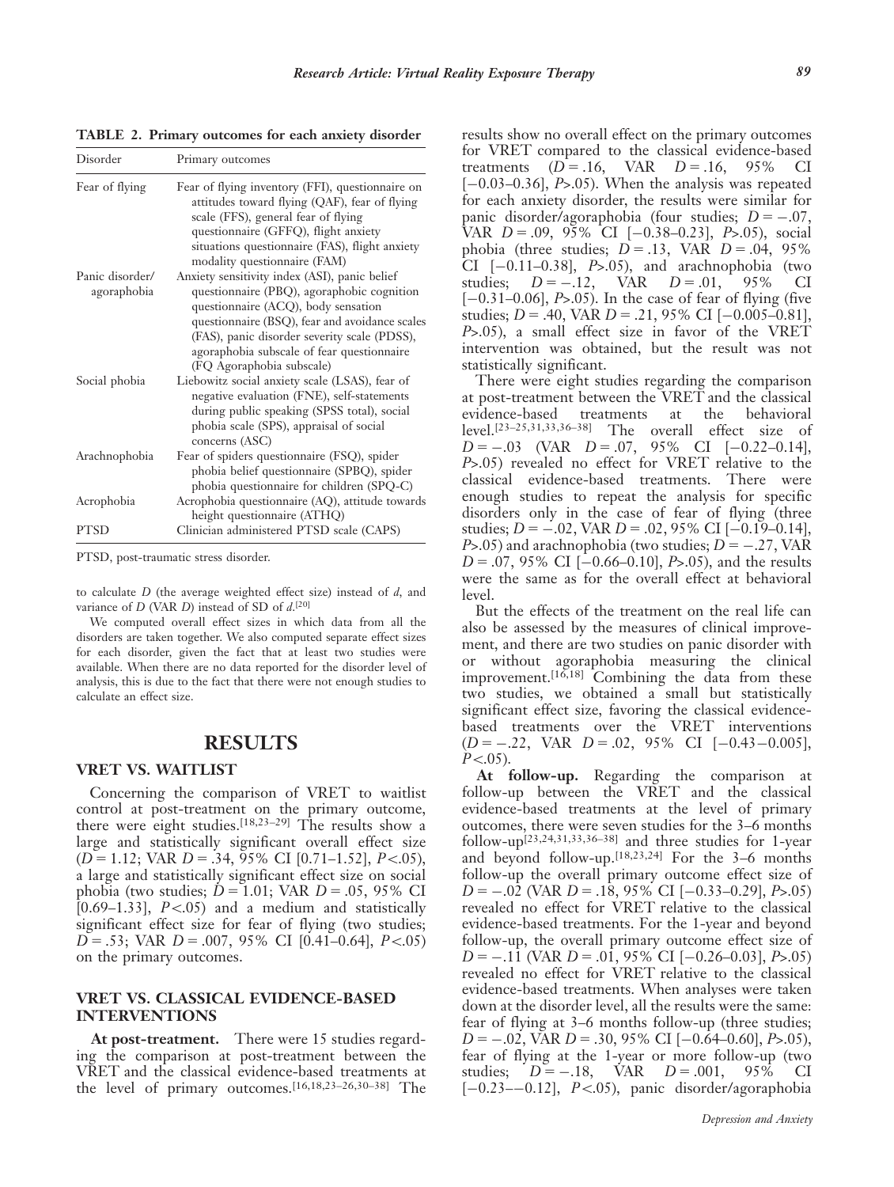**TABLE 2. Primary outcomes for each anxiety disorder**

| Disorder | Primary outcomes |
|---|---|
| Fear of flying | Fear of flying inventory (FFI), questionnaire on attitudes toward flying (QAF), fear of flying scale (FFS), general fear of flying questionnaire (GFFQ), flight anxiety situations questionnaire (FAS), flight anxiety modality questionnaire (FAM) |
| Panic disorder/ agoraphobia | Anxiety sensitivity index (ASI), panic belief questionnaire (PBQ), agoraphobic cognition questionnaire (ACQ), body sensation questionnaire (BSQ), fear and avoidance scales (FAS), panic disorder severity scale (PDSS), agoraphobia subscale of fear questionnaire (FQ Agoraphobia subscale) |
| Social phobia | Liebowitz social anxiety scale (LSAS), fear of negative evaluation (FNE), self-statements during public speaking (SPSS total), social phobia scale (SPS), appraisal of social concerns (ASC) |
| Arachnophobia | Fear of spiders questionnaire (FSQ), spider phobia belief questionnaire (SPBQ), spider phobia questionnaire for children (SPQ-C) |
| Acrophobia | Acrophobia questionnaire (AQ), attitude towards height questionnaire (ATHQ) |
| PTSD | Clinician administered PTSD scale (CAPS) |

PTSD, post-traumatic stress disorder.

to calculate $D$ (the average weighted effect size) instead of $d$, and variance of $D$ (VAR $D$) instead of SD of $d$.[20]

We computed overall effect sizes in which data from all the disorders are taken together. We also computed separate effect sizes for each disorder, given the fact that at least two studies were available. When there are no data reported for the disorder level of analysis, this is due to the fact that there were not enough studies to calculate an effect size.

## RESULTS

### VRET VS. WAITLIST

Concerning the comparison of VRET to waitlist control at post-treatment on the primary outcome, there were eight studies.[18,23–29] The results show a large and statistically significant overall effect size ($D = 1.12$; VAR $D = .34$, 95% CI [0.71–1.52], $P < .05$), a large and statistically significant effect size on social phobia (two studies; $D = 1.01$; VAR $D = .05$, 95% CI [0.69–1.33], $P < .05$) and a medium and statistically significant effect size for fear of flying (two studies; $D = .53$; VAR $D = .007$, 95% CI [0.41–0.64], $P < .05$) on the primary outcomes.

### VRET VS. CLASSICAL EVIDENCE-BASED INTERVENTIONS

**At post-treatment.** There were 15 studies regarding the comparison at post-treatment between the VRET and the classical evidence-based treatments at the level of primary outcomes.[16,18,23–26,30–38] The results show no overall effect on the primary outcomes for VRET compared to the classical evidence-based treatments ($D = .16$, VAR $D = .16$, 95% CI [−0.03–0.36], $P > .05$). When the analysis was repeated for each anxiety disorder, the results were similar for panic disorder/agoraphobia (four studies; $D = -.07$, VAR $D = .09$, 95% CI [−0.38–0.23], $P > .05$), social phobia (three studies; $D = .13$, VAR $D = .04$, 95% CI [−0.11–0.38], $P > .05$), and arachnophobia (two studies; $D = -.12$, VAR $D = .01$, 95% CI [−0.31–0.06], $P > .05$). In the case of fear of flying (five studies; $D = .40$, VAR $D = .21$, 95% CI [−0.005–0.81], $P > .05$), a small effect size in favor of the VRET intervention was obtained, but the result was not statistically significant.

There were eight studies regarding the comparison at post-treatment between the VRET and the classical evidence-based treatments at the behavioral level.[23–25,31,33,36–38] The overall effect size of $D = -.03$ (VAR $D = .07$, 95% CI [−0.22–0.14], $P > .05$) revealed no effect for VRET relative to the classical evidence-based treatments. There were enough studies to repeat the analysis for specific disorders only in the case of fear of flying (three studies; $D = -.02$, VAR $D = .02$, 95% CI [−0.19–0.14], $P > .05$) and arachnophobia (two studies; $D = -.27$, VAR $D = .07$, 95% CI [−0.66–0.10], $P > .05$), and the results were the same as for the overall effect at behavioral level.

But the effects of the treatment on the real life can also be assessed by the measures of clinical improvement, and there are two studies on panic disorder with or without agoraphobia measuring the clinical improvement.[16,18] Combining the data from these two studies, we obtained a small but statistically significant effect size, favoring the classical evidence-based treatments over the VRET interventions ($D = -.22$, VAR $D = .02$, 95% CI [−0.43−0.005], $P < .05$).

**At follow-up.** Regarding the comparison at follow-up between the VRET and the classical evidence-based treatments at the level of primary outcomes, there were seven studies for the 3–6 months follow-up[23,24,31,33,36–38] and three studies for 1-year and beyond follow-up.[18,23,24] For the 3–6 months follow-up the overall primary outcome effect size of $D = -.02$ (VAR $D = .18$, 95% CI [−0.33–0.29], $P > .05$) revealed no effect for VRET relative to the classical evidence-based treatments. For the 1-year and beyond follow-up, the overall primary outcome effect size of $D = -.11$ (VAR $D = .01$, 95% CI [−0.26–0.03], $P > .05$) revealed no effect for VRET relative to the classical evidence-based treatments. When analyses were taken down at the disorder level, all the results were the same: fear of flying at 3–6 months follow-up (three studies; $D = -.02$, VAR $D = .30$, 95% CI [−0.64–0.60], $P > .05$), fear of flying at the 1-year or more follow-up (two studies; $D = -.18$, VAR $D = .001$, 95% CI [−0.23–−0.12], $P < .05$), panic disorder/agoraphobia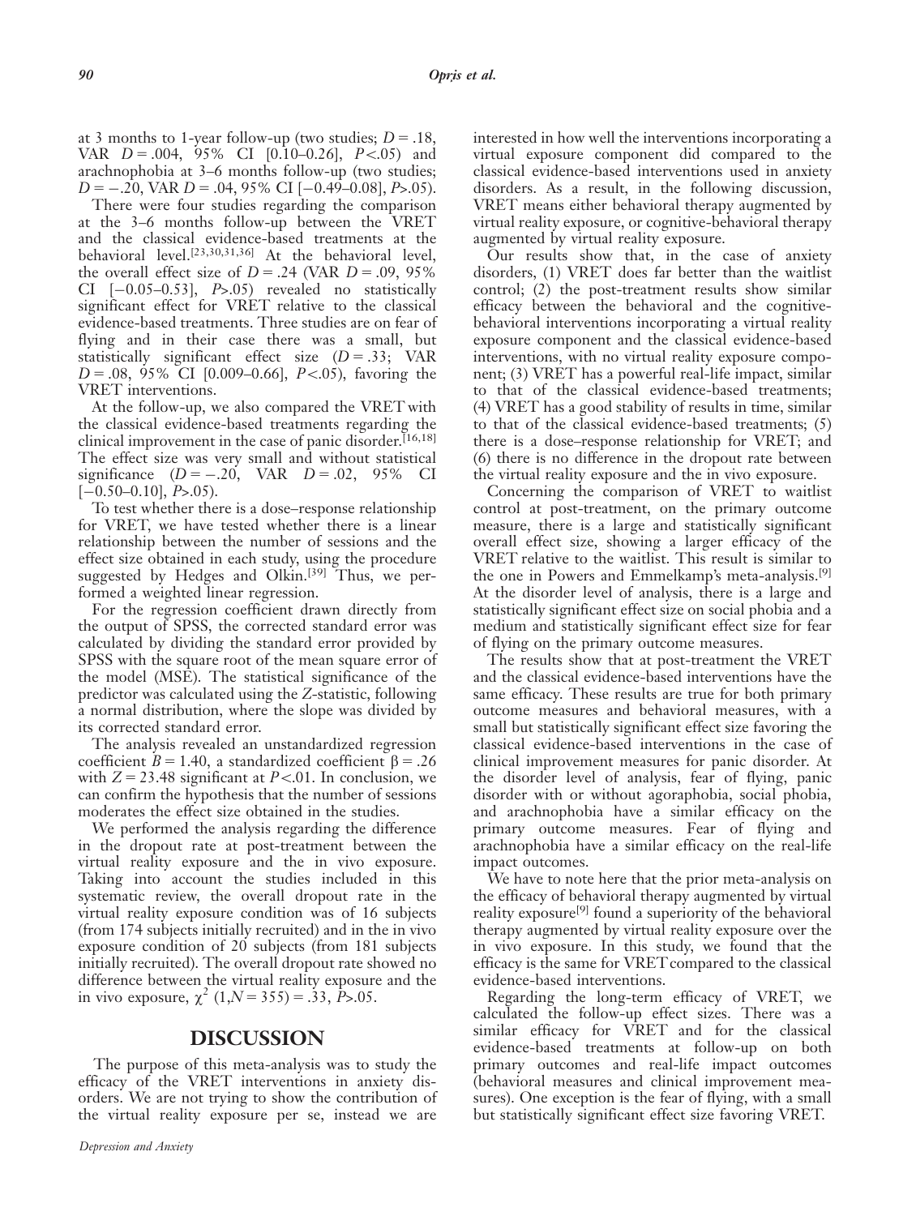at 3 months to 1-year follow-up (two studies; $D = .18$, VAR $D = .004$, 95% CI [0.10–0.26], $P < .05$) and arachnophobia at 3–6 months follow-up (two studies; $D = -.20$, VAR $D = .04$, 95% CI [−0.49–0.08], $P > .05$).

There were four studies regarding the comparison at the 3–6 months follow-up between the VRET and the classical evidence-based treatments at the behavioral level.[23,30,31,36] At the behavioral level, the overall effect size of $D = .24$ (VAR $D = .09$, 95% CI [−0.05–0.53], $P > .05$) revealed no statistically significant effect for VRET relative to the classical evidence-based treatments. Three studies are on fear of flying and in their case there was a small, but statistically significant effect size ($D = .33$; VAR $D = .08$, 95% CI [0.009–0.66], $P < .05$), favoring the VRET interventions.

At the follow-up, we also compared the VRET with the classical evidence-based treatments regarding the clinical improvement in the case of panic disorder.[16,18] The effect size was very small and without statistical significance ($D = -.20$, VAR $D = .02$, 95% CI [−0.50–0.10], $P > .05$).

To test whether there is a dose–response relationship for VRET, we have tested whether there is a linear relationship between the number of sessions and the effect size obtained in each study, using the procedure suggested by Hedges and Olkin.[39] Thus, we performed a weighted linear regression.

For the regression coefficient drawn directly from the output of SPSS, the corrected standard error was calculated by dividing the standard error provided by SPSS with the square root of the mean square error of the model (MSE). The statistical significance of the predictor was calculated using the Z-statistic, following a normal distribution, where the slope was divided by its corrected standard error.

The analysis revealed an unstandardized regression coefficient $B = 1.40$, a standardized coefficient $\beta = .26$ with $Z = 23.48$ significant at $P < .01$. In conclusion, we can confirm the hypothesis that the number of sessions moderates the effect size obtained in the studies.

We performed the analysis regarding the difference in the dropout rate at post-treatment between the virtual reality exposure and the in vivo exposure. Taking into account the studies included in this systematic review, the overall dropout rate in the virtual reality exposure condition was of 16 subjects (from 174 subjects initially recruited) and in the in vivo exposure condition of 20 subjects (from 181 subjects initially recruited). The overall dropout rate showed no difference between the virtual reality exposure and the in vivo exposure, $\chi^2$ $(1, N = 355) = .33$, $P > .05$.

## DISCUSSION

The purpose of this meta-analysis was to study the efficacy of the VRET interventions in anxiety disorders. We are not trying to show the contribution of the virtual reality exposure per se, instead we are interested in how well the interventions incorporating a virtual exposure component did compared to the classical evidence-based interventions used in anxiety disorders. As a result, in the following discussion, VRET means either behavioral therapy augmented by virtual reality exposure, or cognitive-behavioral therapy augmented by virtual reality exposure.

Our results show that, in the case of anxiety disorders, (1) VRET does far better than the waitlist control; (2) the post-treatment results show similar efficacy between the behavioral and the cognitive-behavioral interventions incorporating a virtual reality exposure component and the classical evidence-based interventions, with no virtual reality exposure component; (3) VRET has a powerful real-life impact, similar to that of the classical evidence-based treatments; (4) VRET has a good stability of results in time, similar to that of the classical evidence-based treatments; (5) there is a dose–response relationship for VRET; and (6) there is no difference in the dropout rate between the virtual reality exposure and the in vivo exposure.

Concerning the comparison of VRET to waitlist control at post-treatment, on the primary outcome measure, there is a large and statistically significant overall effect size, showing a larger efficacy of the VRET relative to the waitlist. This result is similar to the one in Powers and Emmelkamp's meta-analysis.[9] At the disorder level of analysis, there is a large and statistically significant effect size on social phobia and a medium and statistically significant effect size for fear of flying on the primary outcome measures.

The results show that at post-treatment the VRET and the classical evidence-based interventions have the same efficacy. These results are true for both primary outcome measures and behavioral measures, with a small but statistically significant effect size favoring the classical evidence-based interventions in the case of clinical improvement measures for panic disorder. At the disorder level of analysis, fear of flying, panic disorder with or without agoraphobia, social phobia, and arachnophobia have a similar efficacy on the primary outcome measures. Fear of flying and arachnophobia have a similar efficacy on the real-life impact outcomes.

We have to note here that the prior meta-analysis on the efficacy of behavioral therapy augmented by virtual reality exposure[9] found a superiority of the behavioral therapy augmented by virtual reality exposure over the in vivo exposure. In this study, we found that the efficacy is the same for VRET compared to the classical evidence-based interventions.

Regarding the long-term efficacy of VRET, we calculated the follow-up effect sizes. There was a similar efficacy for VRET and for the classical evidence-based treatments at follow-up on both primary outcomes and real-life impact outcomes (behavioral measures and clinical improvement measures). One exception is the fear of flying, with a small but statistically significant effect size favoring VRET.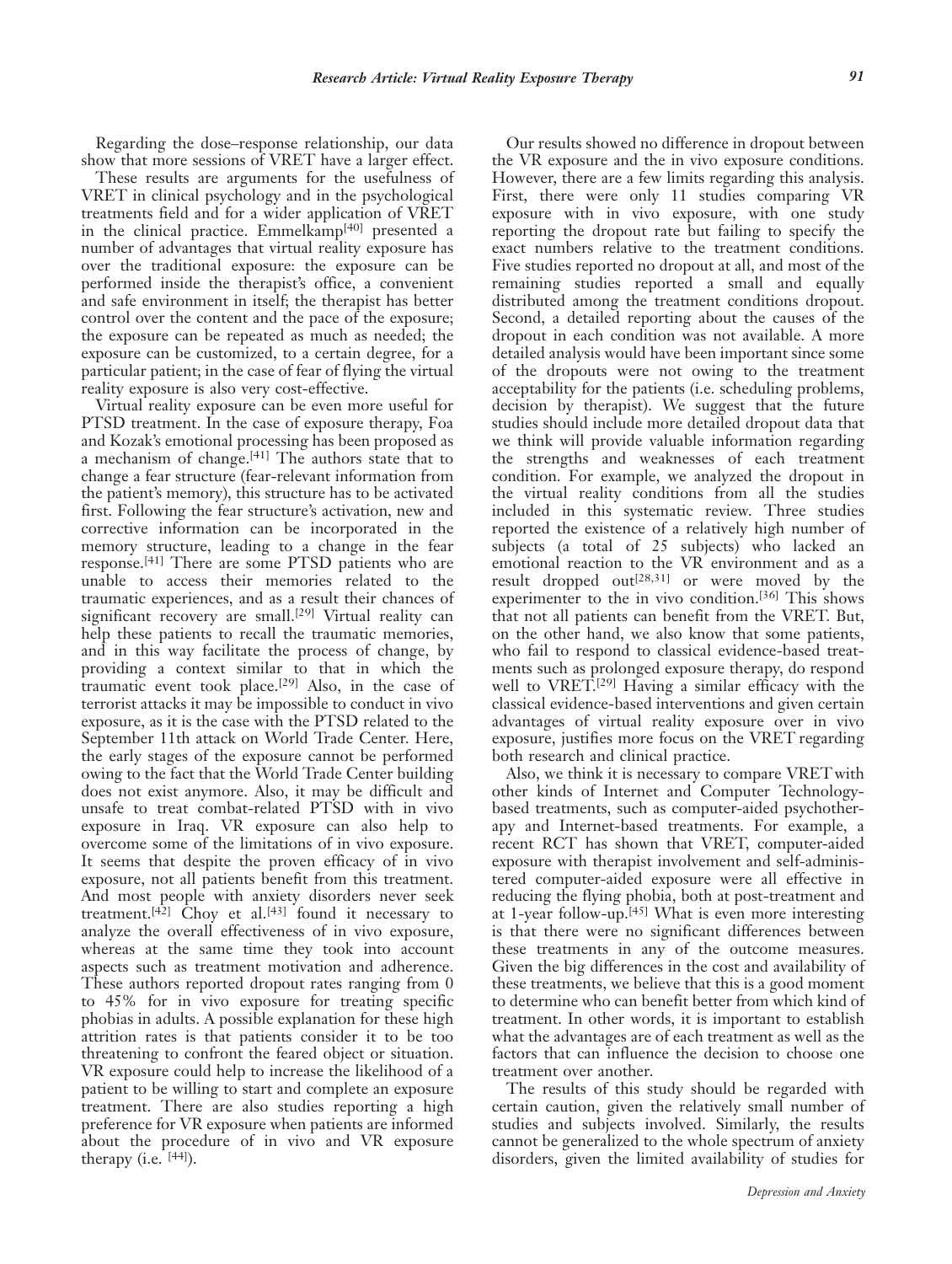Regarding the dose–response relationship, our data show that more sessions of VRET have a larger effect.

These results are arguments for the usefulness of VRET in clinical psychology and in the psychological treatments field and for a wider application of VRET in the clinical practice. Emmelkamp[40] presented a number of advantages that virtual reality exposure has over the traditional exposure: the exposure can be performed inside the therapist's office, a convenient and safe environment in itself; the therapist has better control over the content and the pace of the exposure; the exposure can be repeated as much as needed; the exposure can be customized, to a certain degree, for a particular patient; in the case of fear of flying the virtual reality exposure is also very cost-effective.

Virtual reality exposure can be even more useful for PTSD treatment. In the case of exposure therapy, Foa and Kozak's emotional processing has been proposed as a mechanism of change.[41] The authors state that to change a fear structure (fear-relevant information from the patient's memory), this structure has to be activated first. Following the fear structure's activation, new and corrective information can be incorporated in the memory structure, leading to a change in the fear response.[41] There are some PTSD patients who are unable to access their memories related to the traumatic experiences, and as a result their chances of significant recovery are small.[29] Virtual reality can help these patients to recall the traumatic memories, and in this way facilitate the process of change, by providing a context similar to that in which the traumatic event took place.[29] Also, in the case of terrorist attacks it may be impossible to conduct in vivo exposure, as it is the case with the PTSD related to the September 11th attack on World Trade Center. Here, the early stages of the exposure cannot be performed owing to the fact that the World Trade Center building does not exist anymore. Also, it may be difficult and unsafe to treat combat-related PTSD with in vivo exposure in Iraq. VR exposure can also help to overcome some of the limitations of in vivo exposure. It seems that despite the proven efficacy of in vivo exposure, not all patients benefit from this treatment. And most people with anxiety disorders never seek treatment.[42] Choy et al.[43] found it necessary to analyze the overall effectiveness of in vivo exposure, whereas at the same time they took into account aspects such as treatment motivation and adherence. These authors reported dropout rates ranging from 0 to 45% for in vivo exposure for treating specific phobias in adults. A possible explanation for these high attrition rates is that patients consider it to be too threatening to confront the feared object or situation. VR exposure could help to increase the likelihood of a patient to be willing to start and complete an exposure treatment. There are also studies reporting a high preference for VR exposure when patients are informed about the procedure of in vivo and VR exposure therapy (i.e. [44]).

Our results showed no difference in dropout between the VR exposure and the in vivo exposure conditions. However, there are a few limits regarding this analysis. First, there were only 11 studies comparing VR exposure with in vivo exposure, with one study reporting the dropout rate but failing to specify the exact numbers relative to the treatment conditions. Five studies reported no dropout at all, and most of the remaining studies reported a small and equally distributed among the treatment conditions dropout. Second, a detailed reporting about the causes of the dropout in each condition was not available. A more detailed analysis would have been important since some of the dropouts were not owing to the treatment acceptability for the patients (i.e. scheduling problems, decision by therapist). We suggest that the future studies should include more detailed dropout data that we think will provide valuable information regarding the strengths and weaknesses of each treatment condition. For example, we analyzed the dropout in the virtual reality conditions from all the studies included in this systematic review. Three studies reported the existence of a relatively high number of subjects (a total of 25 subjects) who lacked an emotional reaction to the VR environment and as a result dropped out[28,31] or were moved by the experimenter to the in vivo condition.[36] This shows that not all patients can benefit from the VRET. But, on the other hand, we also know that some patients, who fail to respond to classical evidence-based treatments such as prolonged exposure therapy, do respond well to VRET.[29] Having a similar efficacy with the classical evidence-based interventions and given certain advantages of virtual reality exposure over in vivo exposure, justifies more focus on the VRET regarding both research and clinical practice.

Also, we think it is necessary to compare VRET with other kinds of Internet and Computer Technology-based treatments, such as computer-aided psychotherapy and Internet-based treatments. For example, a recent RCT has shown that VRET, computer-aided exposure with therapist involvement and self-administered computer-aided exposure were all effective in reducing the flying phobia, both at post-treatment and at 1-year follow-up.[45] What is even more interesting is that there were no significant differences between these treatments in any of the outcome measures. Given the big differences in the cost and availability of these treatments, we believe that this is a good moment to determine who can benefit better from which kind of treatment. In other words, it is important to establish what the advantages are of each treatment as well as the factors that can influence the decision to choose one treatment over another.

The results of this study should be regarded with certain caution, given the relatively small number of studies and subjects involved. Similarly, the results cannot be generalized to the whole spectrum of anxiety disorders, given the limited availability of studies for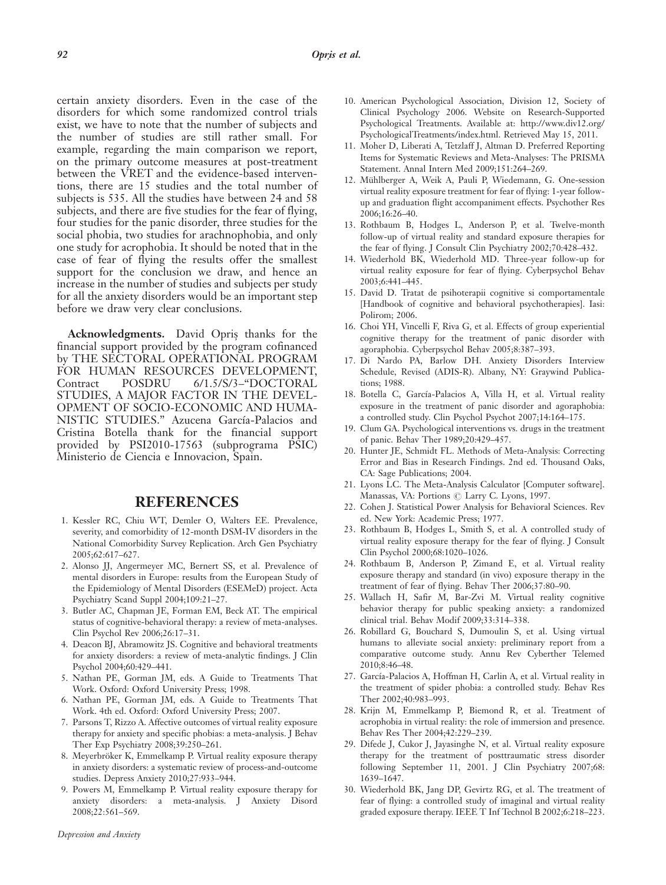certain anxiety disorders. Even in the case of the disorders for which some randomized control trials exist, we have to note that the number of subjects and the number of studies are still rather small. For example, regarding the main comparison we report, on the primary outcome measures at post-treatment between the VRET and the evidence-based interventions, there are 15 studies and the total number of subjects is 535. All the studies have between 24 and 58 subjects, and there are five studies for the fear of flying, four studies for the panic disorder, three studies for the social phobia, two studies for arachnophobia, and only one study for acrophobia. It should be noted that in the case of fear of flying the results offer the smallest support for the conclusion we draw, and hence an increase in the number of studies and subjects per study for all the anxiety disorders would be an important step before we draw very clear conclusions.

**Acknowledgments.** David Opriș thanks for the financial support provided by the program cofinanced by THE SECTORAL OPERATIONAL PROGRAM FOR HUMAN RESOURCES DEVELOPMENT, Contract POSDRU 6/1.5/S/3–"DOCTORAL STUDIES, A MAJOR FACTOR IN THE DEVELOPMENT OF SOCIO-ECONOMIC AND HUMANISTIC STUDIES." Azucena García-Palacios and Cristina Botella thank for the financial support provided by PSI2010-17563 (subprograma PSIC) Ministerio de Ciencia e Innovacion, Spain.

## REFERENCES

1. Kessler RC, Chiu WT, Demler O, Walters EE. Prevalence, severity, and comorbidity of 12-month DSM-IV disorders in the National Comorbidity Survey Replication. Arch Gen Psychiatry 2005;62:617–627.
2. Alonso JJ, Angermeyer MC, Bernert SS, et al. Prevalence of mental disorders in Europe: results from the European Study of the Epidemiology of Mental Disorders (ESEMeD) project. Acta Psychiatry Scand Suppl 2004;109:21–27.
3. Butler AC, Chapman JE, Forman EM, Beck AT. The empirical status of cognitive-behavioral therapy: a review of meta-analyses. Clin Psychol Rev 2006;26:17–31.
4. Deacon BJ, Abramowitz JS. Cognitive and behavioral treatments for anxiety disorders: a review of meta-analytic findings. J Clin Psychol 2004;60:429–441.
5. Nathan PE, Gorman JM, eds. A Guide to Treatments That Work. Oxford: Oxford University Press; 1998.
6. Nathan PE, Gorman JM, eds. A Guide to Treatments That Work. 4th ed. Oxford: Oxford University Press; 2007.
7. Parsons T, Rizzo A. Affective outcomes of virtual reality exposure therapy for anxiety and specific phobias: a meta-analysis. J Behav Ther Exp Psychiatry 2008;39:250–261.
8. Meyerbröker K, Emmelkamp P. Virtual reality exposure therapy in anxiety disorders: a systematic review of process-and-outcome studies. Depress Anxiety 2010;27:933–944.
9. Powers M, Emmelkamp P. Virtual reality exposure therapy for anxiety disorders: a meta-analysis. J Anxiety Disord 2008;22:561–569.
10. American Psychological Association, Division 12, Society of Clinical Psychology 2006. Website on Research-Supported Psychological Treatments. Available at: http://www.div12.org/PsychologicalTreatments/index.html. Retrieved May 15, 2011.
11. Moher D, Liberati A, Tetzlaff J, Altman D. Preferred Reporting Items for Systematic Reviews and Meta-Analyses: The PRISMA Statement. Annal Intern Med 2009;151:264–269.
12. Mühlberger A, Weik A, Pauli P, Wiedemann, G. One-session virtual reality exposure treatment for fear of flying: 1-year follow-up and graduation flight accompaniment effects. Psychother Res 2006;16:26–40.
13. Rothbaum B, Hodges L, Anderson P, et al. Twelve-month follow-up of virtual reality and standard exposure therapies for the fear of flying. J Consult Clin Psychiatry 2002;70:428–432.
14. Wiederhold BK, Wiederhold MD. Three-year follow-up for virtual reality exposure for fear of flying. Cyberpsychol Behav 2003;6:441–445.
15. David D. Tratat de psihoterapii cognitive si comportamentale [Handbook of cognitive and behavioral psychotherapies]. Iasi: Polirom; 2006.
16. Choi YH, Vincelli F, Riva G, et al. Effects of group experiential cognitive therapy for the treatment of panic disorder with agoraphobia. Cyberpsychol Behav 2005;8:387–393.
17. Di Nardo PA, Barlow DH. Anxiety Disorders Interview Schedule, Revised (ADIS-R). Albany, NY: Graywind Publications; 1988.
18. Botella C, García-Palacios A, Villa H, et al. Virtual reality exposure in the treatment of panic disorder and agoraphobia: a controlled study. Clin Psychol Psychot 2007;14:164–175.
19. Clum GA. Psychological interventions vs. drugs in the treatment of panic. Behav Ther 1989;20:429–457.
20. Hunter JE, Schmidt FL. Methods of Meta-Analysis: Correcting Error and Bias in Research Findings. 2nd ed. Thousand Oaks, CA: Sage Publications; 2004.
21. Lyons LC. The Meta-Analysis Calculator [Computer software]. Manassas, VA: Portions © Larry C. Lyons, 1997.
22. Cohen J. Statistical Power Analysis for Behavioral Sciences. Rev ed. New York: Academic Press; 1977.
23. Rothbaum B, Hodges L, Smith S, et al. A controlled study of virtual reality exposure therapy for the fear of flying. J Consult Clin Psychol 2000;68:1020–1026.
24. Rothbaum B, Anderson P, Zimand E, et al. Virtual reality exposure therapy and standard (in vivo) exposure therapy in the treatment of fear of flying. Behav Ther 2006;37:80–90.
25. Wallach H, Safir M, Bar-Zvi M. Virtual reality cognitive behavior therapy for public speaking anxiety: a randomized clinical trial. Behav Modif 2009;33:314–338.
26. Robillard G, Bouchard S, Dumoulin S, et al. Using virtual humans to alleviate social anxiety: preliminary report from a comparative outcome study. Annu Rev Cyberther Telemed 2010;8:46–48.
27. García-Palacios A, Hoffman H, Carlin A, et al. Virtual reality in the treatment of spider phobia: a controlled study. Behav Res Ther 2002;40:983–993.
28. Krijn M, Emmelkamp P, Biemond R, et al. Treatment of acrophobia in virtual reality: the role of immersion and presence. Behav Res Ther 2004;42:229–239.
29. Difede J, Cukor J, Jayasinghe N, et al. Virtual reality exposure therapy for the treatment of posttraumatic stress disorder following September 11, 2001. J Clin Psychiatry 2007;68:1639–1647.
30. Wiederhold BK, Jang DP, Gevirtz RG, et al. The treatment of fear of flying: a controlled study of imaginal and virtual reality graded exposure therapy. IEEE T Inf Technol B 2002;6:218–223.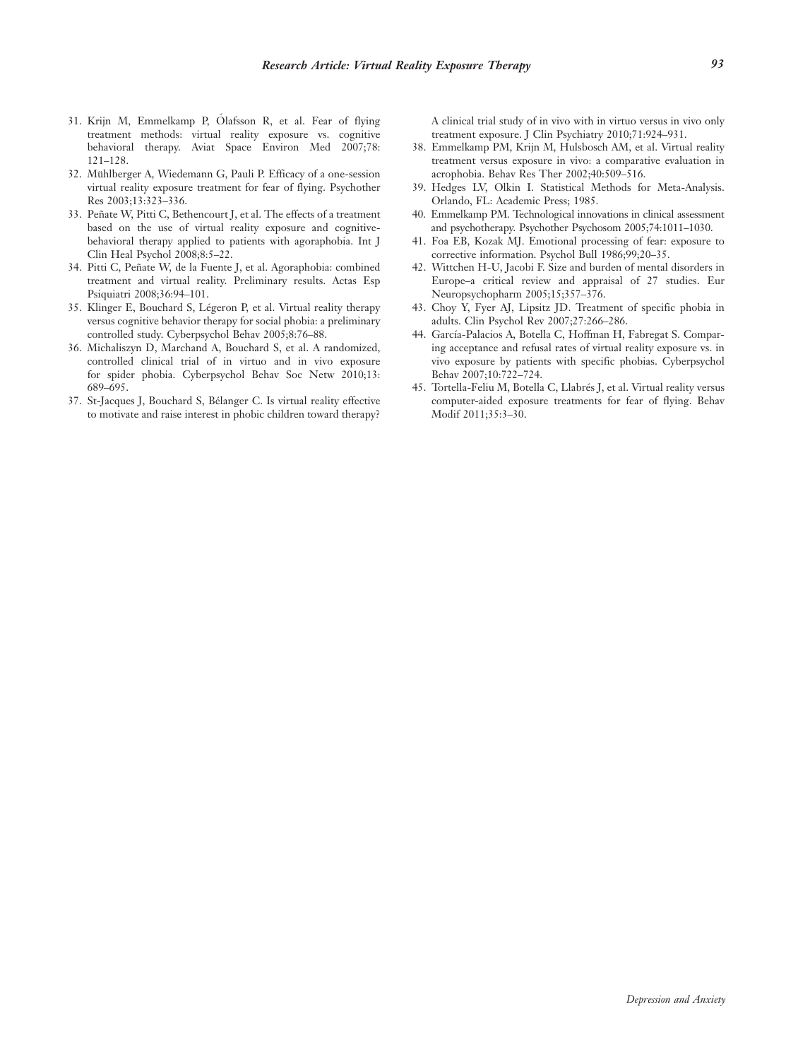31. Krijn M, Emmelkamp P, Ólafsson R, et al. Fear of flying treatment methods: virtual reality exposure vs. cognitive behavioral therapy. Aviat Space Environ Med 2007;78: 121–128.
32. Mühlberger A, Wiedemann G, Pauli P. Efficacy of a one-session virtual reality exposure treatment for fear of flying. Psychother Res 2003;13:323–336.
33. Peñate W, Pitti C, Bethencourt J, et al. The effects of a treatment based on the use of virtual reality exposure and cognitive-behavioral therapy applied to patients with agoraphobia. Int J Clin Heal Psychol 2008;8:5–22.
34. Pitti C, Peñate W, de la Fuente J, et al. Agoraphobia: combined treatment and virtual reality. Preliminary results. Actas Esp Psiquiatri 2008;36:94–101.
35. Klinger E, Bouchard S, Légeron P, et al. Virtual reality therapy versus cognitive behavior therapy for social phobia: a preliminary controlled study. Cyberpsychol Behav 2005;8:76–88.
36. Michaliszyn D, Marchand A, Bouchard S, et al. A randomized, controlled clinical trial of in virtuo and in vivo exposure for spider phobia. Cyberpsychol Behav Soc Netw 2010;13: 689–695.
37. St-Jacques J, Bouchard S, Bélanger C. Is virtual reality effective to motivate and raise interest in phobic children toward therapy? A clinical trial study of in vivo with in virtuo versus in vivo only treatment exposure. J Clin Psychiatry 2010;71:924–931.
38. Emmelkamp PM, Krijn M, Hulsbosch AM, et al. Virtual reality treatment versus exposure in vivo: a comparative evaluation in acrophobia. Behav Res Ther 2002;40:509–516.
39. Hedges LV, Olkin I. Statistical Methods for Meta-Analysis. Orlando, FL: Academic Press; 1985.
40. Emmelkamp PM. Technological innovations in clinical assessment and psychotherapy. Psychother Psychosom 2005;74:1011–1030.
41. Foa EB, Kozak MJ. Emotional processing of fear: exposure to corrective information. Psychol Bull 1986;99;20–35.
42. Wittchen H-U, Jacobi F. Size and burden of mental disorders in Europe–a critical review and appraisal of 27 studies. Eur Neuropsychopharm 2005;15;357–376.
43. Choy Y, Fyer AJ, Lipsitz JD. Treatment of specific phobia in adults. Clin Psychol Rev 2007;27:266–286.
44. García-Palacios A, Botella C, Hoffman H, Fabregat S. Comparing acceptance and refusal rates of virtual reality exposure vs. in vivo exposure by patients with specific phobias. Cyberpsychol Behav 2007;10:722–724.
45. Tortella-Feliu M, Botella C, Llabrés J, et al. Virtual reality versus computer-aided exposure treatments for fear of flying. Behav Modif 2011;35:3–30.